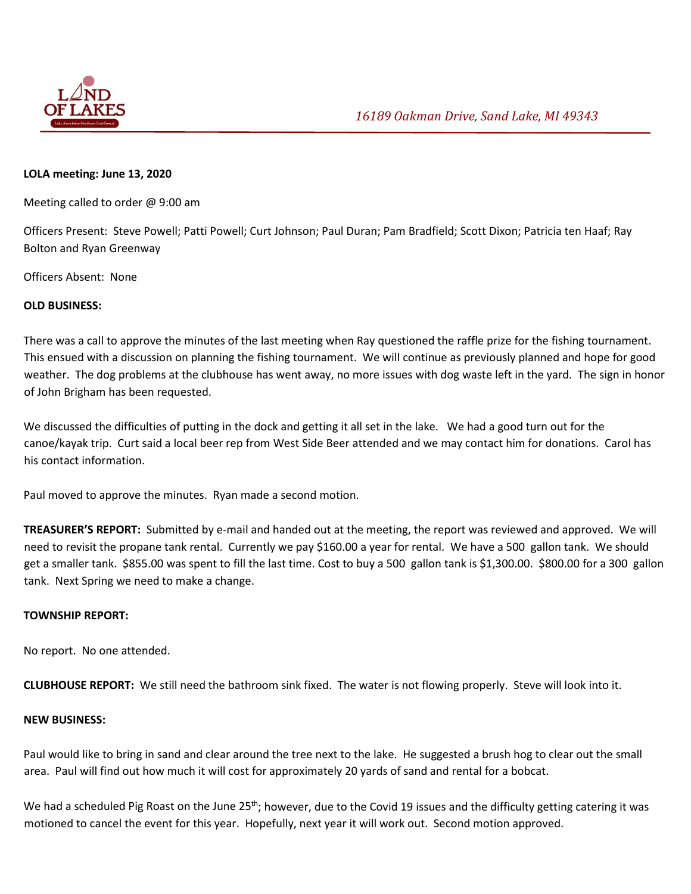*16189 Oakman Drive, Sand Lake, MI 49343*

**LOLA meeting: June 13, 2020**

Meeting called to order @ 9:00 am

Officers Present: Steve Powell; Patti Powell; Curt Johnson; Paul Duran; Pam Bradfield; Scott Dixon; Patricia ten Haaf; Ray Bolton and Ryan Greenway

Officers Absent: None

**OLD BUSINESS:**

There was a call to approve the minutes of the last meeting when Ray questioned the raffle prize for the fishing tournament. This ensued with a discussion on planning the fishing tournament. We will continue as previously planned and hope for good weather. The dog problems at the clubhouse has went away, no more issues with dog waste left in the yard. The sign in honor of John Brigham has been requested.

We discussed the difficulties of putting in the dock and getting it all set in the lake. We had a good turn out for the canoe/kayak trip. Curt said a local beer rep from West Side Beer attended and we may contact him for donations. Carol has his contact information.

Paul moved to approve the minutes. Ryan made a second motion.

**TREASURER'S REPORT:** Submitted by e-mail and handed out at the meeting, the report was reviewed and approved. We will need to revisit the propane tank rental. Currently we pay $160.00 a year for rental. We have a 500 gallon tank. We should get a smaller tank. $855.00 was spent to fill the last time. Cost to buy a 500 gallon tank is $1,300.00. $800.00 for a 300 gallon tank. Next Spring we need to make a change.

**TOWNSHIP REPORT:**

No report. No one attended.

**CLUBHOUSE REPORT:** We still need the bathroom sink fixed. The water is not flowing properly. Steve will look into it.

**NEW BUSINESS:**

Paul would like to bring in sand and clear around the tree next to the lake. He suggested a brush hog to clear out the small area. Paul will find out how much it will cost for approximately 20 yards of sand and rental for a bobcat.

We had a scheduled Pig Roast on the June 25th; however, due to the Covid 19 issues and the difficulty getting catering it was motioned to cancel the event for this year. Hopefully, next year it will work out. Second motion approved.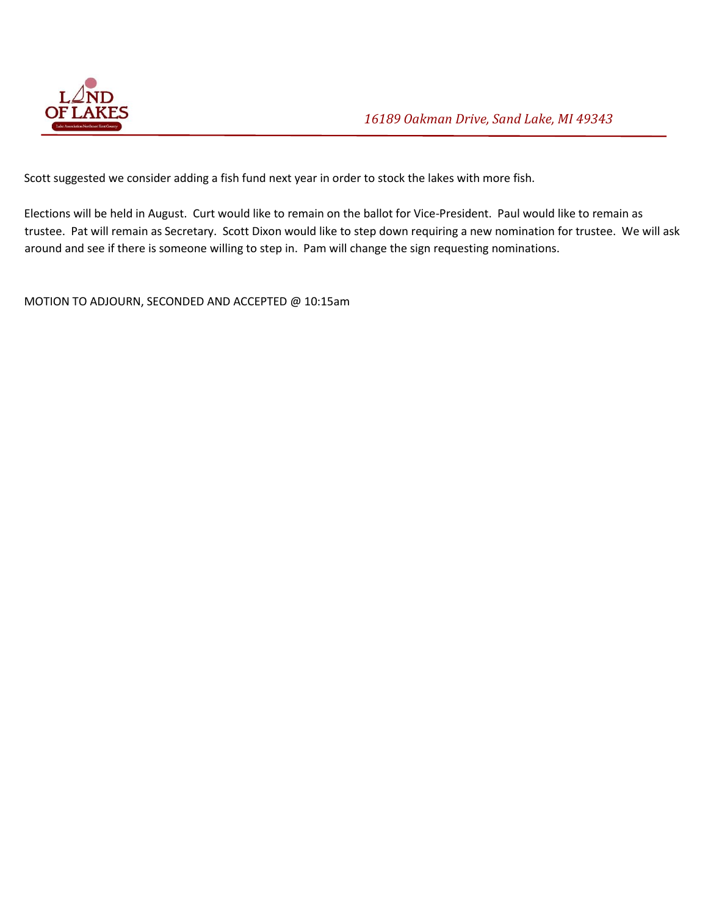Scott suggested we consider adding a fish fund next year in order to stock the lakes with more fish.

Elections will be held in August. Curt would like to remain on the ballot for Vice-President. Paul would like to remain as trustee. Pat will remain as Secretary. Scott Dixon would like to step down requiring a new nomination for trustee. We will ask around and see if there is someone willing to step in. Pam will change the sign requesting nominations.

MOTION TO ADJOURN, SECONDED AND ACCEPTED @ 10:15am